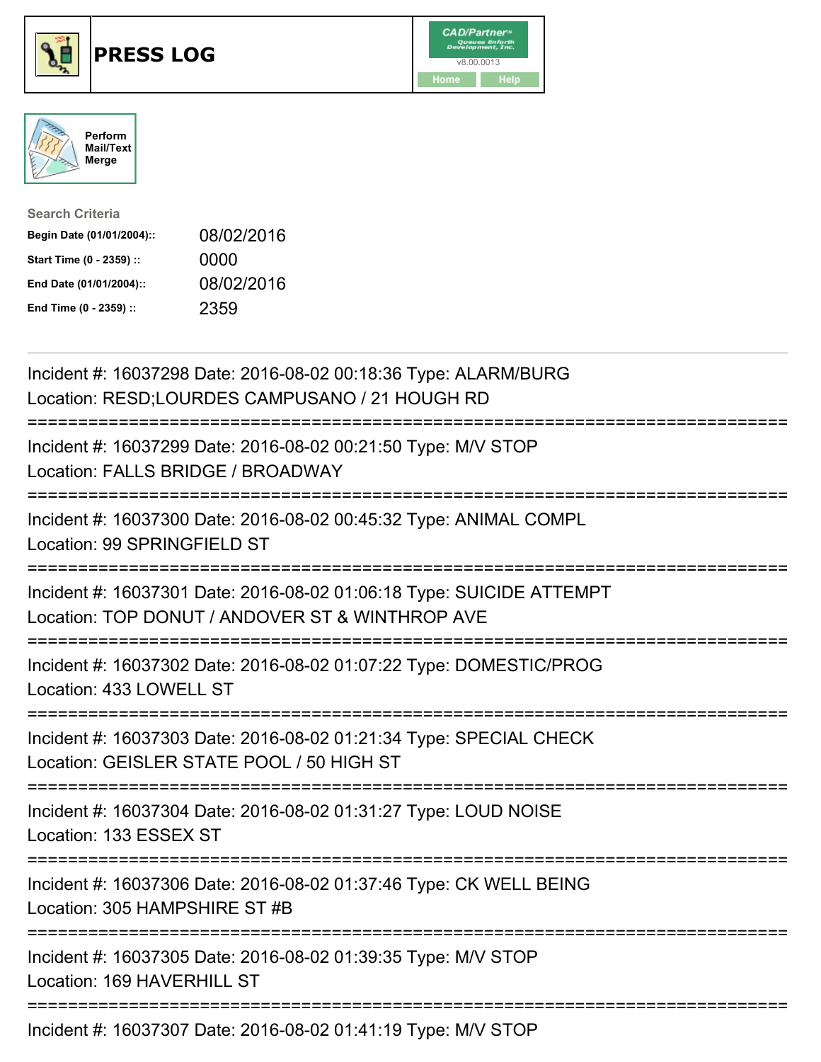# PRESS LOG

Perform Mail/Text Merge

**Search Criteria**

| | |
|---|---|
| **Begin Date (01/01/2004)::** | 08/02/2016 |
| **Start Time (0 - 2359) ::** | 0000 |
| **End Date (01/01/2004)::** | 08/02/2016 |
| **End Time (0 - 2359) ::** | 2359 |

Incident #: 16037298 Date: 2016-08-02 00:18:36 Type: ALARM/BURG
Location: RESD;LOURDES CAMPUSANO / 21 HOUGH RD

===========================================================================

Incident #: 16037299 Date: 2016-08-02 00:21:50 Type: M/V STOP
Location: FALLS BRIDGE / BROADWAY

===========================================================================

Incident #: 16037300 Date: 2016-08-02 00:45:32 Type: ANIMAL COMPL
Location: 99 SPRINGFIELD ST

===========================================================================

Incident #: 16037301 Date: 2016-08-02 01:06:18 Type: SUICIDE ATTEMPT
Location: TOP DONUT / ANDOVER ST & WINTHROP AVE

===========================================================================

Incident #: 16037302 Date: 2016-08-02 01:07:22 Type: DOMESTIC/PROG
Location: 433 LOWELL ST

===========================================================================

Incident #: 16037303 Date: 2016-08-02 01:21:34 Type: SPECIAL CHECK
Location: GEISLER STATE POOL / 50 HIGH ST

===========================================================================

Incident #: 16037304 Date: 2016-08-02 01:31:27 Type: LOUD NOISE
Location: 133 ESSEX ST

===========================================================================

Incident #: 16037306 Date: 2016-08-02 01:37:46 Type: CK WELL BEING
Location: 305 HAMPSHIRE ST #B

===========================================================================

Incident #: 16037305 Date: 2016-08-02 01:39:35 Type: M/V STOP
Location: 169 HAVERHILL ST

===========================================================================

Incident #: 16037307 Date: 2016-08-02 01:41:19 Type: M/V STOP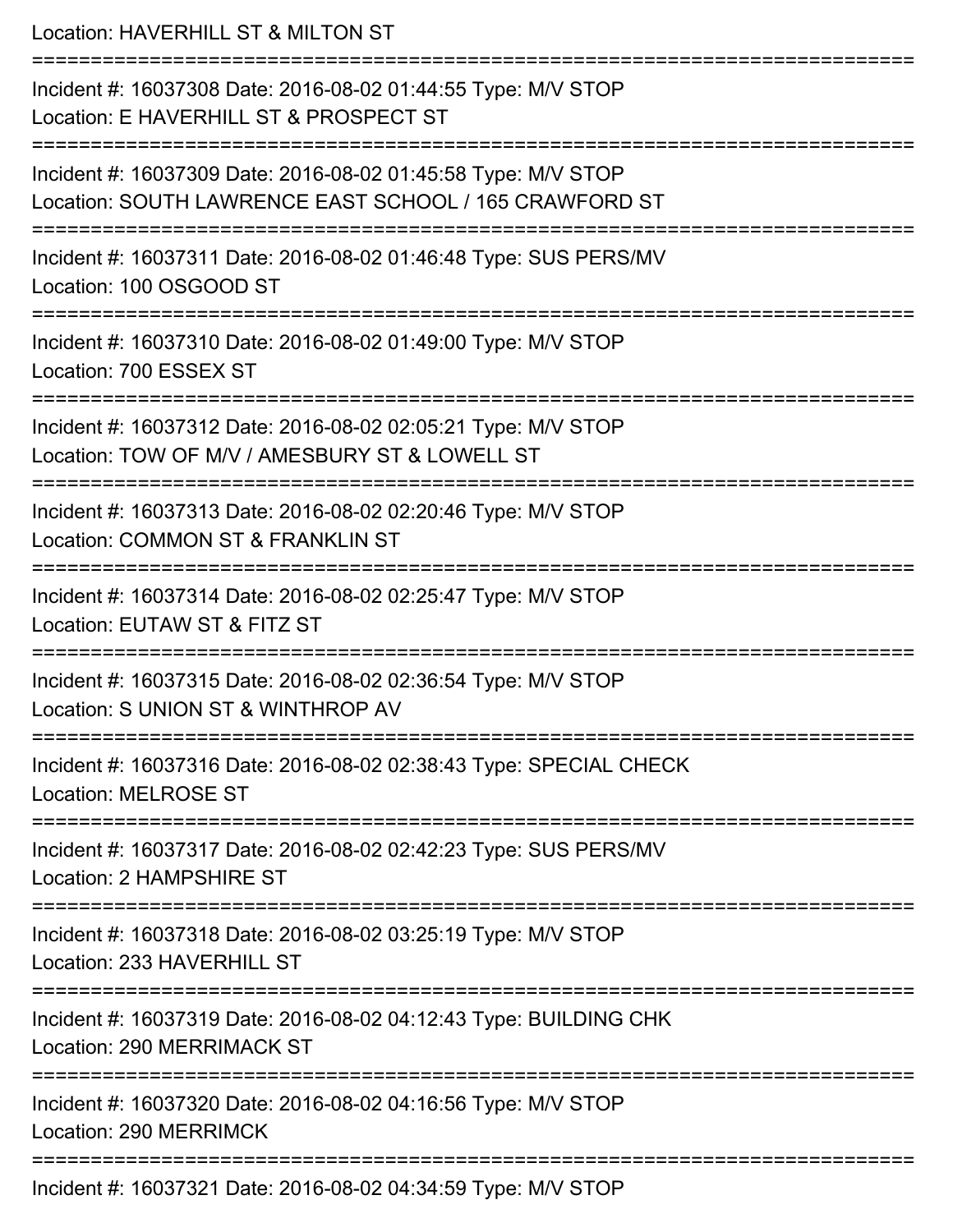Location: HAVERHILL ST & MILTON ST

===========================================================================

Incident #: 16037308 Date: 2016-08-02 01:44:55 Type: M/V STOP
Location: E HAVERHILL ST & PROSPECT ST

===========================================================================

Incident #: 16037309 Date: 2016-08-02 01:45:58 Type: M/V STOP
Location: SOUTH LAWRENCE EAST SCHOOL / 165 CRAWFORD ST

===========================================================================

Incident #: 16037311 Date: 2016-08-02 01:46:48 Type: SUS PERS/MV
Location: 100 OSGOOD ST

===========================================================================

Incident #: 16037310 Date: 2016-08-02 01:49:00 Type: M/V STOP
Location: 700 ESSEX ST

===========================================================================

Incident #: 16037312 Date: 2016-08-02 02:05:21 Type: M/V STOP
Location: TOW OF M/V / AMESBURY ST & LOWELL ST

===========================================================================

Incident #: 16037313 Date: 2016-08-02 02:20:46 Type: M/V STOP
Location: COMMON ST & FRANKLIN ST

===========================================================================

Incident #: 16037314 Date: 2016-08-02 02:25:47 Type: M/V STOP
Location: EUTAW ST & FITZ ST

===========================================================================

Incident #: 16037315 Date: 2016-08-02 02:36:54 Type: M/V STOP
Location: S UNION ST & WINTHROP AV

===========================================================================

Incident #: 16037316 Date: 2016-08-02 02:38:43 Type: SPECIAL CHECK
Location: MELROSE ST

===========================================================================

Incident #: 16037317 Date: 2016-08-02 02:42:23 Type: SUS PERS/MV
Location: 2 HAMPSHIRE ST

===========================================================================

Incident #: 16037318 Date: 2016-08-02 03:25:19 Type: M/V STOP
Location: 233 HAVERHILL ST

===========================================================================

Incident #: 16037319 Date: 2016-08-02 04:12:43 Type: BUILDING CHK
Location: 290 MERRIMACK ST

===========================================================================

Incident #: 16037320 Date: 2016-08-02 04:16:56 Type: M/V STOP
Location: 290 MERRIMCK

===========================================================================

Incident #: 16037321 Date: 2016-08-02 04:34:59 Type: M/V STOP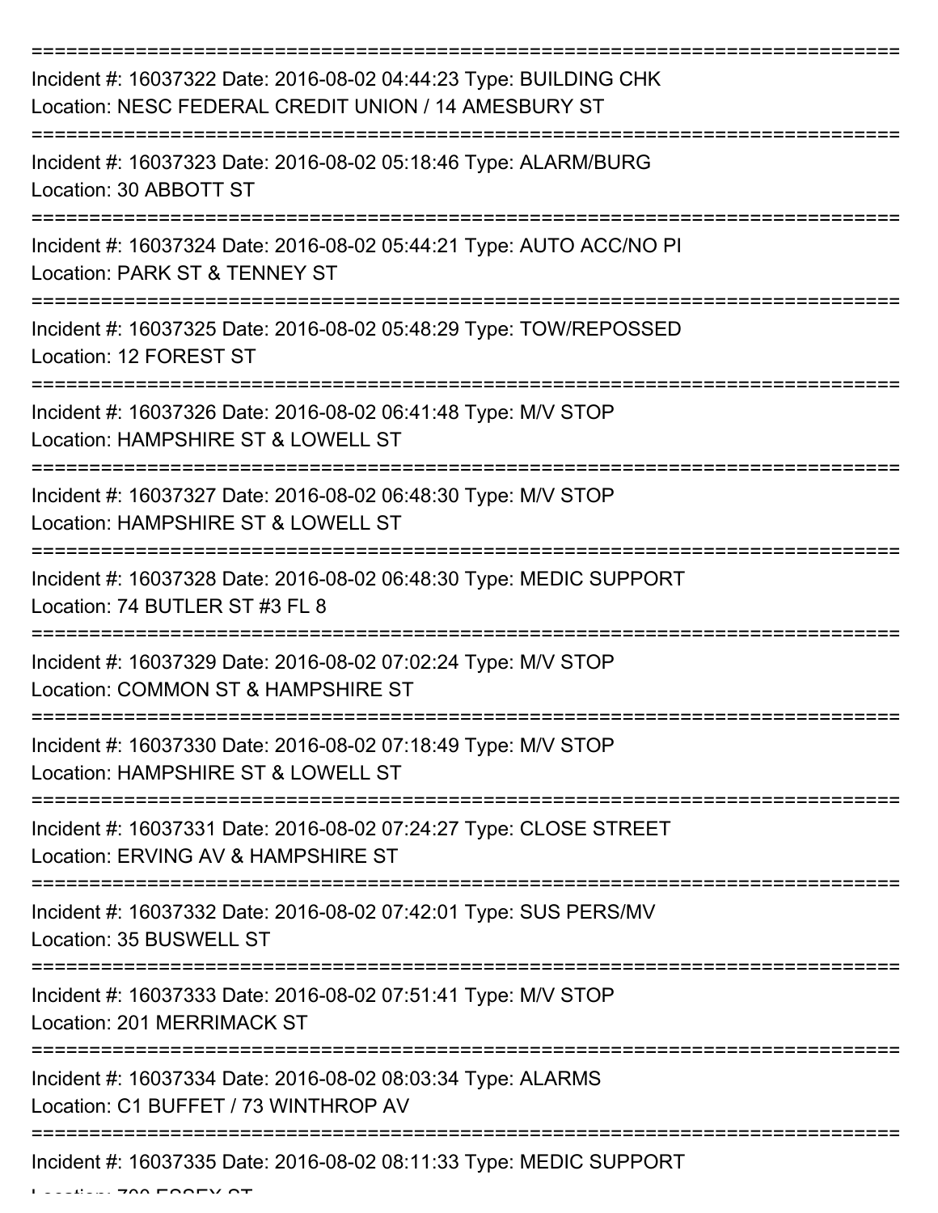===========================================================================

Incident #: 16037322 Date: 2016-08-02 04:44:23 Type: BUILDING CHK
Location: NESC FEDERAL CREDIT UNION / 14 AMESBURY ST

===========================================================================

Incident #: 16037323 Date: 2016-08-02 05:18:46 Type: ALARM/BURG
Location: 30 ABBOTT ST

===========================================================================

Incident #: 16037324 Date: 2016-08-02 05:44:21 Type: AUTO ACC/NO PI
Location: PARK ST & TENNEY ST

===========================================================================

Incident #: 16037325 Date: 2016-08-02 05:48:29 Type: TOW/REPOSSED
Location: 12 FOREST ST

===========================================================================

Incident #: 16037326 Date: 2016-08-02 06:41:48 Type: M/V STOP
Location: HAMPSHIRE ST & LOWELL ST

===========================================================================

Incident #: 16037327 Date: 2016-08-02 06:48:30 Type: M/V STOP
Location: HAMPSHIRE ST & LOWELL ST

===========================================================================

Incident #: 16037328 Date: 2016-08-02 06:48:30 Type: MEDIC SUPPORT
Location: 74 BUTLER ST #3 FL 8

===========================================================================

Incident #: 16037329 Date: 2016-08-02 07:02:24 Type: M/V STOP
Location: COMMON ST & HAMPSHIRE ST

===========================================================================

Incident #: 16037330 Date: 2016-08-02 07:18:49 Type: M/V STOP
Location: HAMPSHIRE ST & LOWELL ST

===========================================================================

Incident #: 16037331 Date: 2016-08-02 07:24:27 Type: CLOSE STREET
Location: ERVING AV & HAMPSHIRE ST

===========================================================================

Incident #: 16037332 Date: 2016-08-02 07:42:01 Type: SUS PERS/MV
Location: 35 BUSWELL ST

===========================================================================

Incident #: 16037333 Date: 2016-08-02 07:51:41 Type: M/V STOP
Location: 201 MERRIMACK ST

===========================================================================

Incident #: 16037334 Date: 2016-08-02 08:03:34 Type: ALARMS
Location: C1 BUFFET / 73 WINTHROP AV

===========================================================================

Incident #: 16037335 Date: 2016-08-02 08:11:33 Type: MEDIC SUPPORT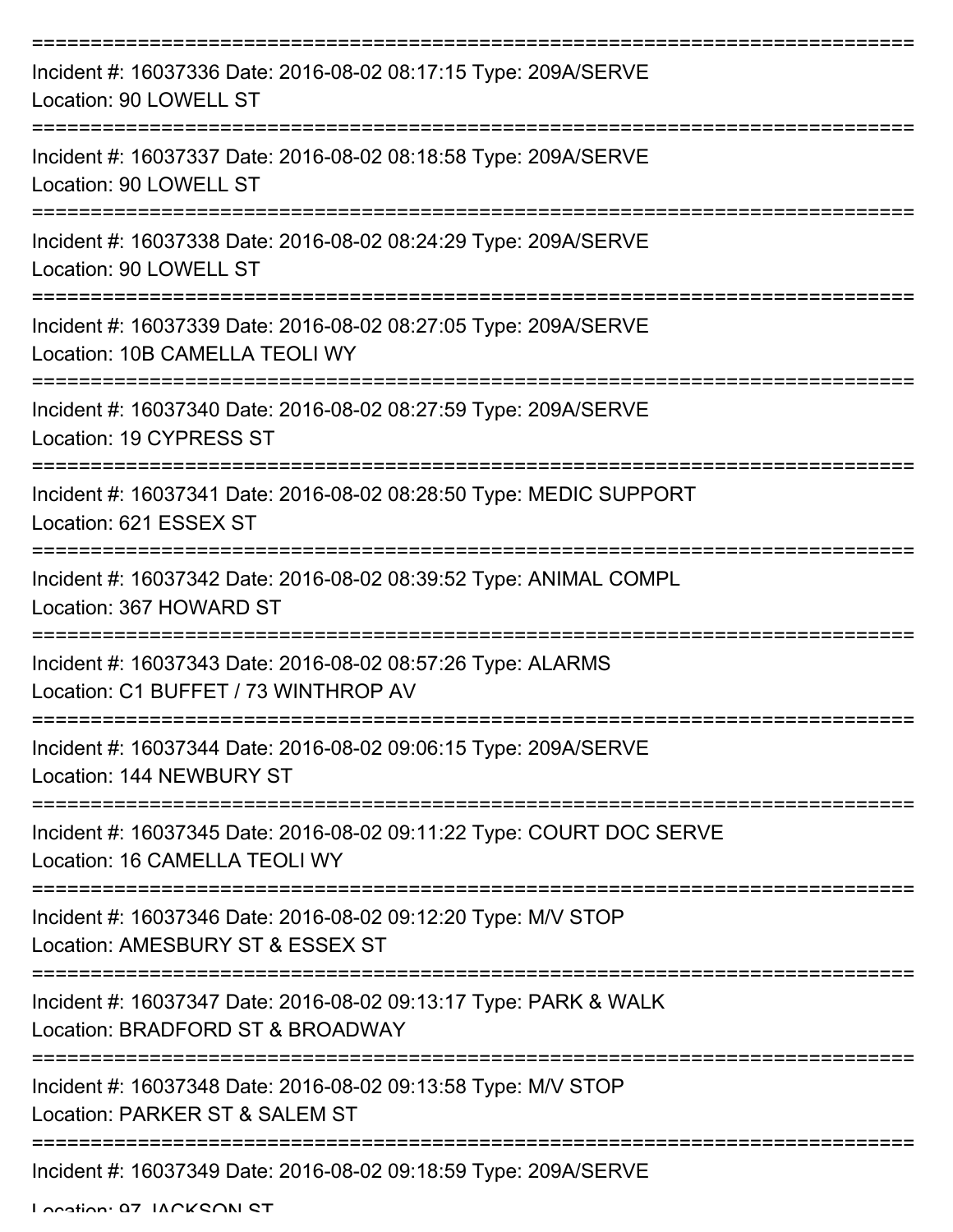===========================================================================

Incident #: 16037336 Date: 2016-08-02 08:17:15 Type: 209A/SERVE
Location: 90 LOWELL ST

===========================================================================

Incident #: 16037337 Date: 2016-08-02 08:18:58 Type: 209A/SERVE
Location: 90 LOWELL ST

===========================================================================

Incident #: 16037338 Date: 2016-08-02 08:24:29 Type: 209A/SERVE
Location: 90 LOWELL ST

===========================================================================

Incident #: 16037339 Date: 2016-08-02 08:27:05 Type: 209A/SERVE
Location: 10B CAMELLA TEOLI WY

===========================================================================

Incident #: 16037340 Date: 2016-08-02 08:27:59 Type: 209A/SERVE
Location: 19 CYPRESS ST

===========================================================================

Incident #: 16037341 Date: 2016-08-02 08:28:50 Type: MEDIC SUPPORT
Location: 621 ESSEX ST

===========================================================================

Incident #: 16037342 Date: 2016-08-02 08:39:52 Type: ANIMAL COMPL
Location: 367 HOWARD ST

===========================================================================

Incident #: 16037343 Date: 2016-08-02 08:57:26 Type: ALARMS
Location: C1 BUFFET / 73 WINTHROP AV

===========================================================================

Incident #: 16037344 Date: 2016-08-02 09:06:15 Type: 209A/SERVE
Location: 144 NEWBURY ST

===========================================================================

Incident #: 16037345 Date: 2016-08-02 09:11:22 Type: COURT DOC SERVE
Location: 16 CAMELLA TEOLI WY

===========================================================================

Incident #: 16037346 Date: 2016-08-02 09:12:20 Type: M/V STOP
Location: AMESBURY ST & ESSEX ST

===========================================================================

Incident #: 16037347 Date: 2016-08-02 09:13:17 Type: PARK & WALK
Location: BRADFORD ST & BROADWAY

===========================================================================

Incident #: 16037348 Date: 2016-08-02 09:13:58 Type: M/V STOP
Location: PARKER ST & SALEM ST

===========================================================================

Incident #: 16037349 Date: 2016-08-02 09:18:59 Type: 209A/SERVE
Location: 97 JACKSON ST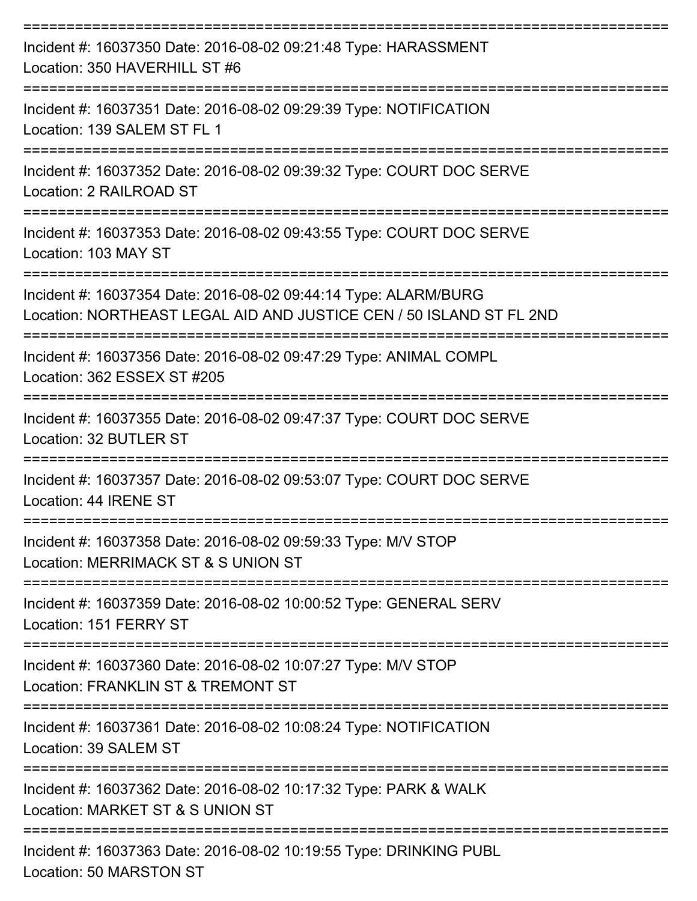===========================================================================

Incident #: 16037350 Date: 2016-08-02 09:21:48 Type: HARASSMENT
Location: 350 HAVERHILL ST #6

===========================================================================

Incident #: 16037351 Date: 2016-08-02 09:29:39 Type: NOTIFICATION
Location: 139 SALEM ST FL 1

===========================================================================

Incident #: 16037352 Date: 2016-08-02 09:39:32 Type: COURT DOC SERVE
Location: 2 RAILROAD ST

===========================================================================

Incident #: 16037353 Date: 2016-08-02 09:43:55 Type: COURT DOC SERVE
Location: 103 MAY ST

===========================================================================

Incident #: 16037354 Date: 2016-08-02 09:44:14 Type: ALARM/BURG
Location: NORTHEAST LEGAL AID AND JUSTICE CEN / 50 ISLAND ST FL 2ND

===========================================================================

Incident #: 16037356 Date: 2016-08-02 09:47:29 Type: ANIMAL COMPL
Location: 362 ESSEX ST #205

===========================================================================

Incident #: 16037355 Date: 2016-08-02 09:47:37 Type: COURT DOC SERVE
Location: 32 BUTLER ST

===========================================================================

Incident #: 16037357 Date: 2016-08-02 09:53:07 Type: COURT DOC SERVE
Location: 44 IRENE ST

===========================================================================

Incident #: 16037358 Date: 2016-08-02 09:59:33 Type: M/V STOP
Location: MERRIMACK ST & S UNION ST

===========================================================================

Incident #: 16037359 Date: 2016-08-02 10:00:52 Type: GENERAL SERV
Location: 151 FERRY ST

===========================================================================

Incident #: 16037360 Date: 2016-08-02 10:07:27 Type: M/V STOP
Location: FRANKLIN ST & TREMONT ST

===========================================================================

Incident #: 16037361 Date: 2016-08-02 10:08:24 Type: NOTIFICATION
Location: 39 SALEM ST

===========================================================================

Incident #: 16037362 Date: 2016-08-02 10:17:32 Type: PARK & WALK
Location: MARKET ST & S UNION ST

===========================================================================

Incident #: 16037363 Date: 2016-08-02 10:19:55 Type: DRINKING PUBL
Location: 50 MARSTON ST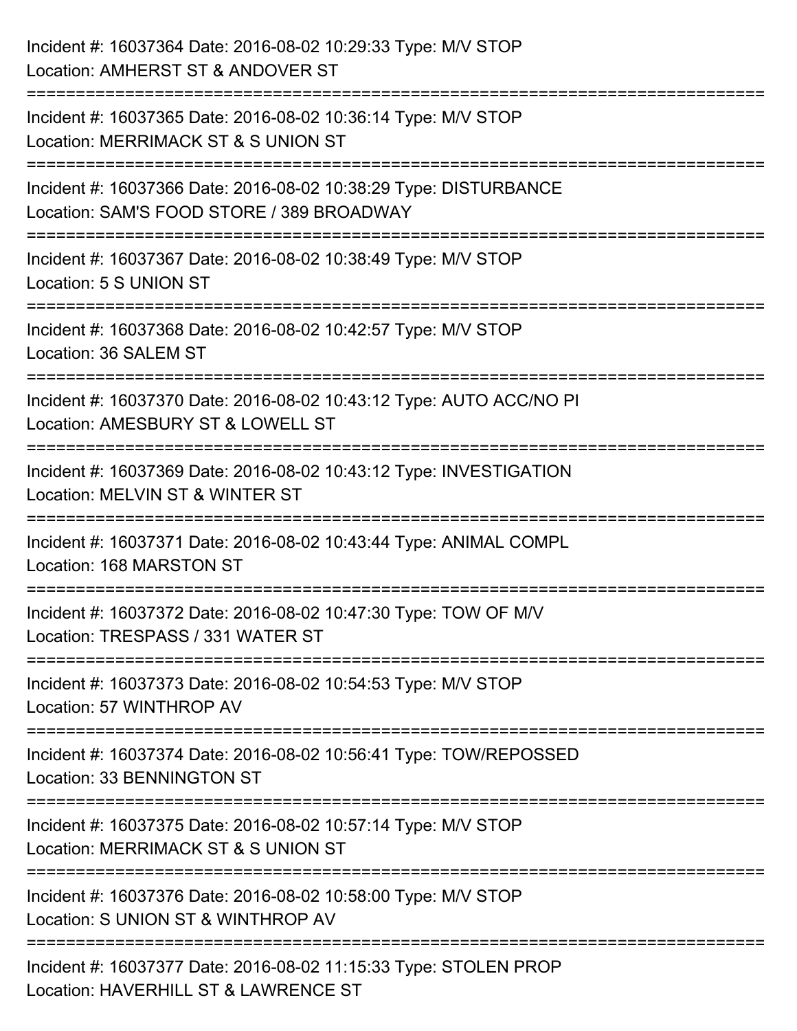Incident #: 16037364 Date: 2016-08-02 10:29:33 Type: M/V STOP
Location: AMHERST ST & ANDOVER ST

===========================================================================

Incident #: 16037365 Date: 2016-08-02 10:36:14 Type: M/V STOP
Location: MERRIMACK ST & S UNION ST

===========================================================================

Incident #: 16037366 Date: 2016-08-02 10:38:29 Type: DISTURBANCE
Location: SAM'S FOOD STORE / 389 BROADWAY

===========================================================================

Incident #: 16037367 Date: 2016-08-02 10:38:49 Type: M/V STOP
Location: 5 S UNION ST

===========================================================================

Incident #: 16037368 Date: 2016-08-02 10:42:57 Type: M/V STOP
Location: 36 SALEM ST

===========================================================================

Incident #: 16037370 Date: 2016-08-02 10:43:12 Type: AUTO ACC/NO PI
Location: AMESBURY ST & LOWELL ST

===========================================================================

Incident #: 16037369 Date: 2016-08-02 10:43:12 Type: INVESTIGATION
Location: MELVIN ST & WINTER ST

===========================================================================

Incident #: 16037371 Date: 2016-08-02 10:43:44 Type: ANIMAL COMPL
Location: 168 MARSTON ST

===========================================================================

Incident #: 16037372 Date: 2016-08-02 10:47:30 Type: TOW OF M/V
Location: TRESPASS / 331 WATER ST

===========================================================================

Incident #: 16037373 Date: 2016-08-02 10:54:53 Type: M/V STOP
Location: 57 WINTHROP AV

===========================================================================

Incident #: 16037374 Date: 2016-08-02 10:56:41 Type: TOW/REPOSSED
Location: 33 BENNINGTON ST

===========================================================================

Incident #: 16037375 Date: 2016-08-02 10:57:14 Type: M/V STOP
Location: MERRIMACK ST & S UNION ST

===========================================================================

Incident #: 16037376 Date: 2016-08-02 10:58:00 Type: M/V STOP
Location: S UNION ST & WINTHROP AV

===========================================================================

Incident #: 16037377 Date: 2016-08-02 11:15:33 Type: STOLEN PROP
Location: HAVERHILL ST & LAWRENCE ST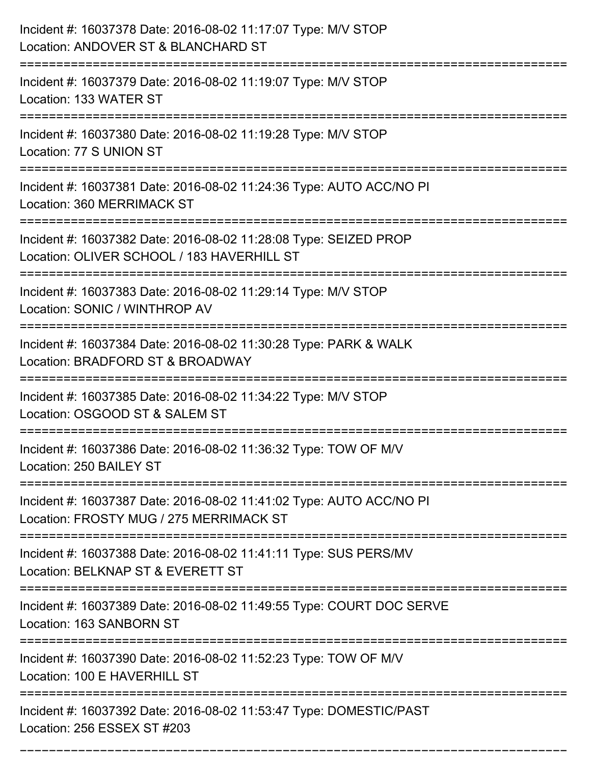Incident #: 16037378 Date: 2016-08-02 11:17:07 Type: M/V STOP
Location: ANDOVER ST & BLANCHARD ST

===========================================================================

Incident #: 16037379 Date: 2016-08-02 11:19:07 Type: M/V STOP
Location: 133 WATER ST

===========================================================================

Incident #: 16037380 Date: 2016-08-02 11:19:28 Type: M/V STOP
Location: 77 S UNION ST

===========================================================================

Incident #: 16037381 Date: 2016-08-02 11:24:36 Type: AUTO ACC/NO PI
Location: 360 MERRIMACK ST

===========================================================================

Incident #: 16037382 Date: 2016-08-02 11:28:08 Type: SEIZED PROP
Location: OLIVER SCHOOL / 183 HAVERHILL ST

===========================================================================

Incident #: 16037383 Date: 2016-08-02 11:29:14 Type: M/V STOP
Location: SONIC / WINTHROP AV

===========================================================================

Incident #: 16037384 Date: 2016-08-02 11:30:28 Type: PARK & WALK
Location: BRADFORD ST & BROADWAY

===========================================================================

Incident #: 16037385 Date: 2016-08-02 11:34:22 Type: M/V STOP
Location: OSGOOD ST & SALEM ST

===========================================================================

Incident #: 16037386 Date: 2016-08-02 11:36:32 Type: TOW OF M/V
Location: 250 BAILEY ST

===========================================================================

Incident #: 16037387 Date: 2016-08-02 11:41:02 Type: AUTO ACC/NO PI
Location: FROSTY MUG / 275 MERRIMACK ST

===========================================================================

Incident #: 16037388 Date: 2016-08-02 11:41:11 Type: SUS PERS/MV
Location: BELKNAP ST & EVERETT ST

===========================================================================

Incident #: 16037389 Date: 2016-08-02 11:49:55 Type: COURT DOC SERVE
Location: 163 SANBORN ST

===========================================================================

Incident #: 16037390 Date: 2016-08-02 11:52:23 Type: TOW OF M/V
Location: 100 E HAVERHILL ST

===========================================================================

Incident #: 16037392 Date: 2016-08-02 11:53:47 Type: DOMESTIC/PAST
Location: 256 ESSEX ST #203

===========================================================================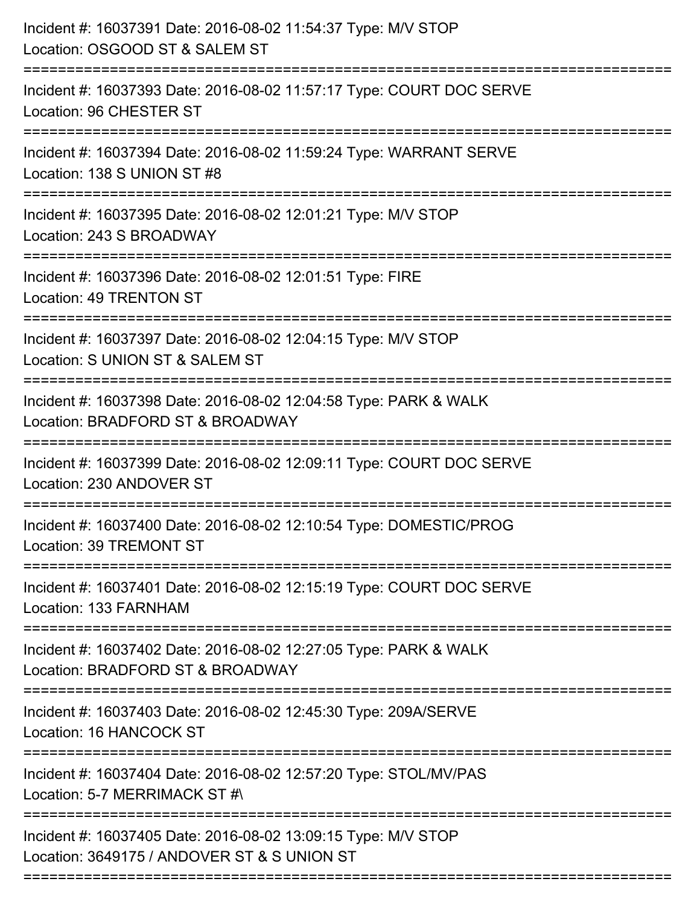Incident #: 16037391 Date: 2016-08-02 11:54:37 Type: M/V STOP
Location: OSGOOD ST & SALEM ST

===========================================================================

Incident #: 16037393 Date: 2016-08-02 11:57:17 Type: COURT DOC SERVE
Location: 96 CHESTER ST

===========================================================================

Incident #: 16037394 Date: 2016-08-02 11:59:24 Type: WARRANT SERVE
Location: 138 S UNION ST #8

===========================================================================

Incident #: 16037395 Date: 2016-08-02 12:01:21 Type: M/V STOP
Location: 243 S BROADWAY

===========================================================================

Incident #: 16037396 Date: 2016-08-02 12:01:51 Type: FIRE
Location: 49 TRENTON ST

===========================================================================

Incident #: 16037397 Date: 2016-08-02 12:04:15 Type: M/V STOP
Location: S UNION ST & SALEM ST

===========================================================================

Incident #: 16037398 Date: 2016-08-02 12:04:58 Type: PARK & WALK
Location: BRADFORD ST & BROADWAY

===========================================================================

Incident #: 16037399 Date: 2016-08-02 12:09:11 Type: COURT DOC SERVE
Location: 230 ANDOVER ST

===========================================================================

Incident #: 16037400 Date: 2016-08-02 12:10:54 Type: DOMESTIC/PROG
Location: 39 TREMONT ST

===========================================================================

Incident #: 16037401 Date: 2016-08-02 12:15:19 Type: COURT DOC SERVE
Location: 133 FARNHAM

===========================================================================

Incident #: 16037402 Date: 2016-08-02 12:27:05 Type: PARK & WALK
Location: BRADFORD ST & BROADWAY

===========================================================================

Incident #: 16037403 Date: 2016-08-02 12:45:30 Type: 209A/SERVE
Location: 16 HANCOCK ST

===========================================================================

Incident #: 16037404 Date: 2016-08-02 12:57:20 Type: STOL/MV/PAS
Location: 5-7 MERRIMACK ST #\

===========================================================================

Incident #: 16037405 Date: 2016-08-02 13:09:15 Type: M/V STOP
Location: 3649175 / ANDOVER ST & S UNION ST

===========================================================================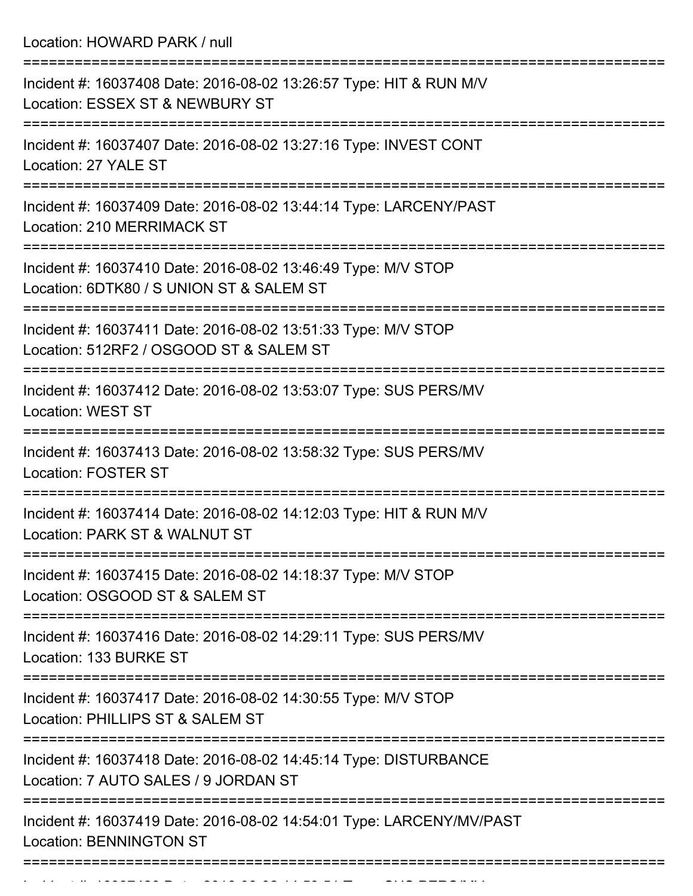Location: HOWARD PARK / null

===========================================================================

Incident #: 16037408 Date: 2016-08-02 13:26:57 Type: HIT & RUN M/V
Location: ESSEX ST & NEWBURY ST

===========================================================================

Incident #: 16037407 Date: 2016-08-02 13:27:16 Type: INVEST CONT
Location: 27 YALE ST

===========================================================================

Incident #: 16037409 Date: 2016-08-02 13:44:14 Type: LARCENY/PAST
Location: 210 MERRIMACK ST

===========================================================================

Incident #: 16037410 Date: 2016-08-02 13:46:49 Type: M/V STOP
Location: 6DTK80 / S UNION ST & SALEM ST

===========================================================================

Incident #: 16037411 Date: 2016-08-02 13:51:33 Type: M/V STOP
Location: 512RF2 / OSGOOD ST & SALEM ST

===========================================================================

Incident #: 16037412 Date: 2016-08-02 13:53:07 Type: SUS PERS/MV
Location: WEST ST

===========================================================================

Incident #: 16037413 Date: 2016-08-02 13:58:32 Type: SUS PERS/MV
Location: FOSTER ST

===========================================================================

Incident #: 16037414 Date: 2016-08-02 14:12:03 Type: HIT & RUN M/V
Location: PARK ST & WALNUT ST

===========================================================================

Incident #: 16037415 Date: 2016-08-02 14:18:37 Type: M/V STOP
Location: OSGOOD ST & SALEM ST

===========================================================================

Incident #: 16037416 Date: 2016-08-02 14:29:11 Type: SUS PERS/MV
Location: 133 BURKE ST

===========================================================================

Incident #: 16037417 Date: 2016-08-02 14:30:55 Type: M/V STOP
Location: PHILLIPS ST & SALEM ST

===========================================================================

Incident #: 16037418 Date: 2016-08-02 14:45:14 Type: DISTURBANCE
Location: 7 AUTO SALES / 9 JORDAN ST

===========================================================================

Incident #: 16037419 Date: 2016-08-02 14:54:01 Type: LARCENY/MV/PAST
Location: BENNINGTON ST

===========================================================================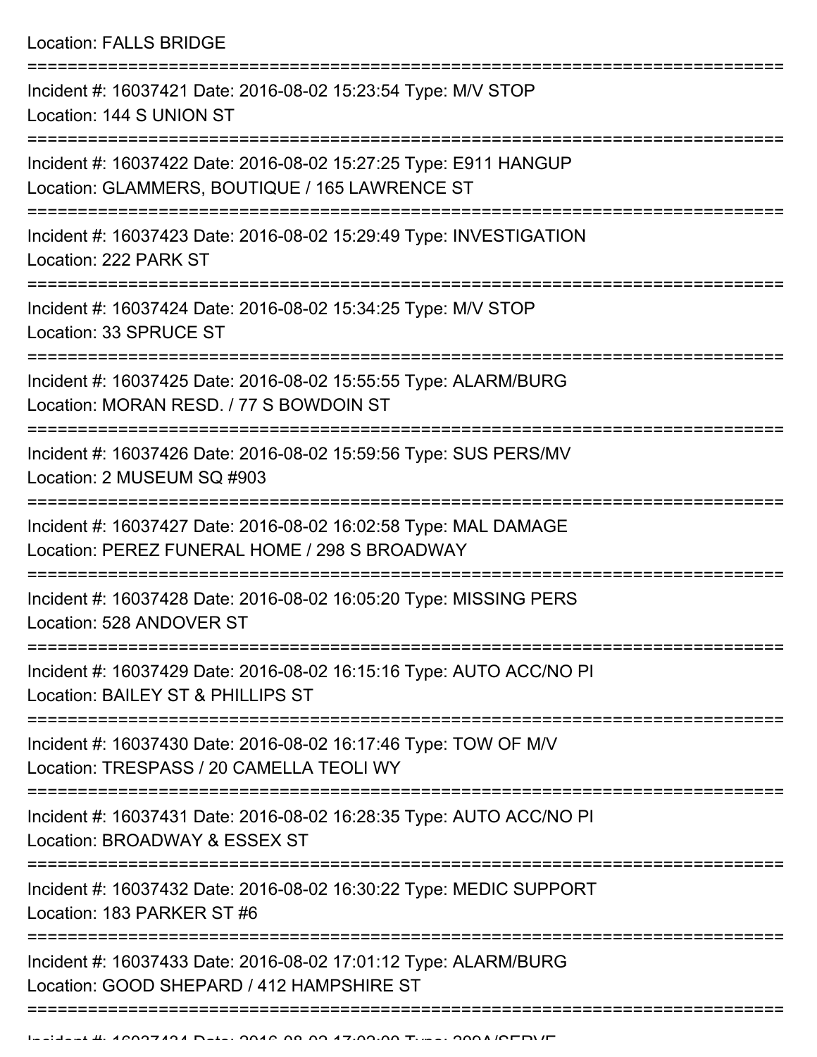Location: FALLS BRIDGE

===========================================================================

Incident #: 16037421 Date: 2016-08-02 15:23:54 Type: M/V STOP
Location: 144 S UNION ST

===========================================================================

Incident #: 16037422 Date: 2016-08-02 15:27:25 Type: E911 HANGUP
Location: GLAMMERS, BOUTIQUE / 165 LAWRENCE ST

===========================================================================

Incident #: 16037423 Date: 2016-08-02 15:29:49 Type: INVESTIGATION
Location: 222 PARK ST

===========================================================================

Incident #: 16037424 Date: 2016-08-02 15:34:25 Type: M/V STOP
Location: 33 SPRUCE ST

===========================================================================

Incident #: 16037425 Date: 2016-08-02 15:55:55 Type: ALARM/BURG
Location: MORAN RESD. / 77 S BOWDOIN ST

===========================================================================

Incident #: 16037426 Date: 2016-08-02 15:59:56 Type: SUS PERS/MV
Location: 2 MUSEUM SQ #903

===========================================================================

Incident #: 16037427 Date: 2016-08-02 16:02:58 Type: MAL DAMAGE
Location: PEREZ FUNERAL HOME / 298 S BROADWAY

===========================================================================

Incident #: 16037428 Date: 2016-08-02 16:05:20 Type: MISSING PERS
Location: 528 ANDOVER ST

===========================================================================

Incident #: 16037429 Date: 2016-08-02 16:15:16 Type: AUTO ACC/NO PI
Location: BAILEY ST & PHILLIPS ST

===========================================================================

Incident #: 16037430 Date: 2016-08-02 16:17:46 Type: TOW OF M/V
Location: TRESPASS / 20 CAMELLA TEOLI WY

===========================================================================

Incident #: 16037431 Date: 2016-08-02 16:28:35 Type: AUTO ACC/NO PI
Location: BROADWAY & ESSEX ST

===========================================================================

Incident #: 16037432 Date: 2016-08-02 16:30:22 Type: MEDIC SUPPORT
Location: 183 PARKER ST #6

===========================================================================

Incident #: 16037433 Date: 2016-08-02 17:01:12 Type: ALARM/BURG
Location: GOOD SHEPARD / 412 HAMPSHIRE ST

===========================================================================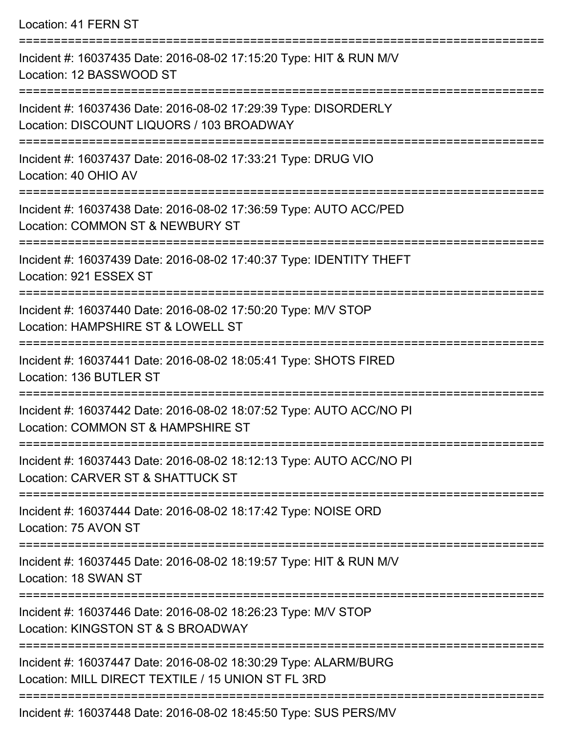Location: 41 FERN ST

===========================================================================

Incident #: 16037435 Date: 2016-08-02 17:15:20 Type: HIT & RUN M/V
Location: 12 BASSWOOD ST

===========================================================================

Incident #: 16037436 Date: 2016-08-02 17:29:39 Type: DISORDERLY
Location: DISCOUNT LIQUORS / 103 BROADWAY

===========================================================================

Incident #: 16037437 Date: 2016-08-02 17:33:21 Type: DRUG VIO
Location: 40 OHIO AV

===========================================================================

Incident #: 16037438 Date: 2016-08-02 17:36:59 Type: AUTO ACC/PED
Location: COMMON ST & NEWBURY ST

===========================================================================

Incident #: 16037439 Date: 2016-08-02 17:40:37 Type: IDENTITY THEFT
Location: 921 ESSEX ST

===========================================================================

Incident #: 16037440 Date: 2016-08-02 17:50:20 Type: M/V STOP
Location: HAMPSHIRE ST & LOWELL ST

===========================================================================

Incident #: 16037441 Date: 2016-08-02 18:05:41 Type: SHOTS FIRED
Location: 136 BUTLER ST

===========================================================================

Incident #: 16037442 Date: 2016-08-02 18:07:52 Type: AUTO ACC/NO PI
Location: COMMON ST & HAMPSHIRE ST

===========================================================================

Incident #: 16037443 Date: 2016-08-02 18:12:13 Type: AUTO ACC/NO PI
Location: CARVER ST & SHATTUCK ST

===========================================================================

Incident #: 16037444 Date: 2016-08-02 18:17:42 Type: NOISE ORD
Location: 75 AVON ST

===========================================================================

Incident #: 16037445 Date: 2016-08-02 18:19:57 Type: HIT & RUN M/V
Location: 18 SWAN ST

===========================================================================

Incident #: 16037446 Date: 2016-08-02 18:26:23 Type: M/V STOP
Location: KINGSTON ST & S BROADWAY

===========================================================================

Incident #: 16037447 Date: 2016-08-02 18:30:29 Type: ALARM/BURG
Location: MILL DIRECT TEXTILE / 15 UNION ST FL 3RD

===========================================================================

Incident #: 16037448 Date: 2016-08-02 18:45:50 Type: SUS PERS/MV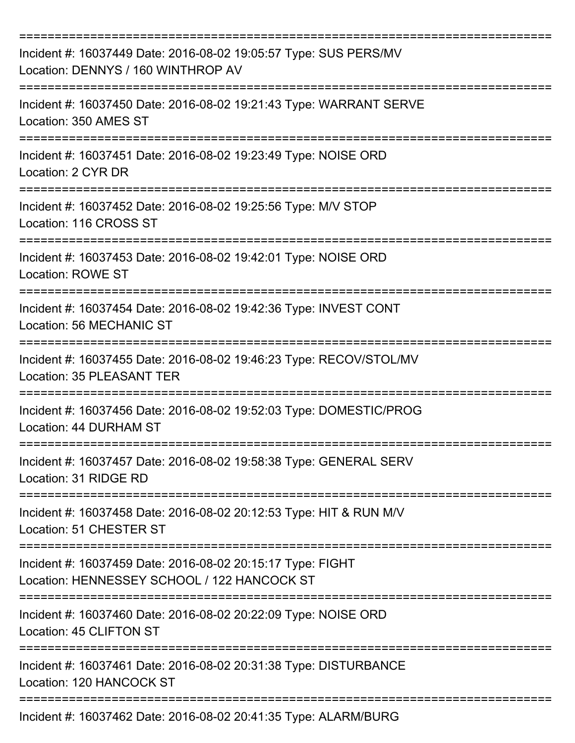===========================================================================

Incident #: 16037449 Date: 2016-08-02 19:05:57 Type: SUS PERS/MV
Location: DENNYS / 160 WINTHROP AV

===========================================================================

Incident #: 16037450 Date: 2016-08-02 19:21:43 Type: WARRANT SERVE
Location: 350 AMES ST

===========================================================================

Incident #: 16037451 Date: 2016-08-02 19:23:49 Type: NOISE ORD
Location: 2 CYR DR

===========================================================================

Incident #: 16037452 Date: 2016-08-02 19:25:56 Type: M/V STOP
Location: 116 CROSS ST

===========================================================================

Incident #: 16037453 Date: 2016-08-02 19:42:01 Type: NOISE ORD
Location: ROWE ST

===========================================================================

Incident #: 16037454 Date: 2016-08-02 19:42:36 Type: INVEST CONT
Location: 56 MECHANIC ST

===========================================================================

Incident #: 16037455 Date: 2016-08-02 19:46:23 Type: RECOV/STOL/MV
Location: 35 PLEASANT TER

===========================================================================

Incident #: 16037456 Date: 2016-08-02 19:52:03 Type: DOMESTIC/PROG
Location: 44 DURHAM ST

===========================================================================

Incident #: 16037457 Date: 2016-08-02 19:58:38 Type: GENERAL SERV
Location: 31 RIDGE RD

===========================================================================

Incident #: 16037458 Date: 2016-08-02 20:12:53 Type: HIT & RUN M/V
Location: 51 CHESTER ST

===========================================================================

Incident #: 16037459 Date: 2016-08-02 20:15:17 Type: FIGHT
Location: HENNESSEY SCHOOL / 122 HANCOCK ST

===========================================================================

Incident #: 16037460 Date: 2016-08-02 20:22:09 Type: NOISE ORD
Location: 45 CLIFTON ST

===========================================================================

Incident #: 16037461 Date: 2016-08-02 20:31:38 Type: DISTURBANCE
Location: 120 HANCOCK ST

===========================================================================

Incident #: 16037462 Date: 2016-08-02 20:41:35 Type: ALARM/BURG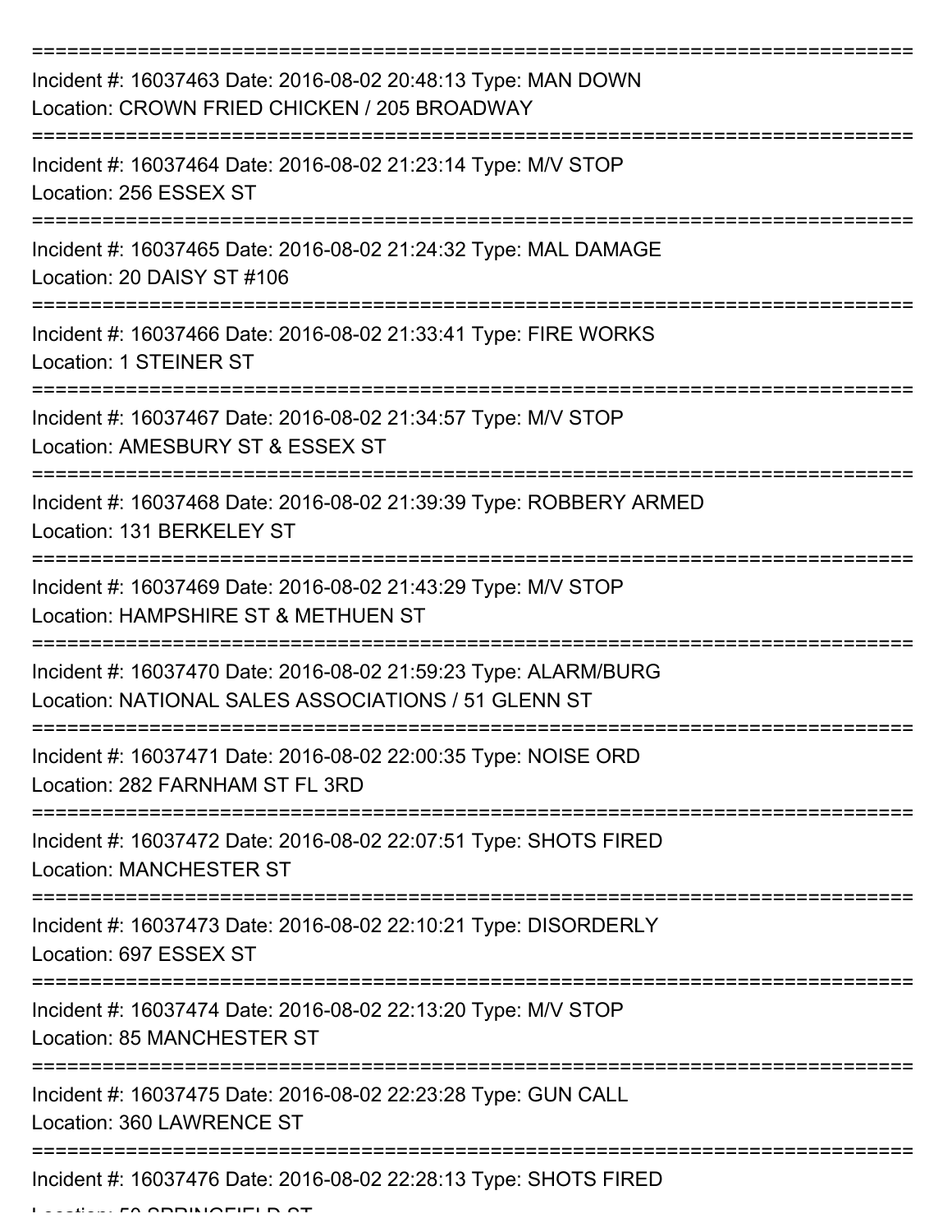===========================================================================

Incident #: 16037463 Date: 2016-08-02 20:48:13 Type: MAN DOWN
Location: CROWN FRIED CHICKEN / 205 BROADWAY

===========================================================================

Incident #: 16037464 Date: 2016-08-02 21:23:14 Type: M/V STOP
Location: 256 ESSEX ST

===========================================================================

Incident #: 16037465 Date: 2016-08-02 21:24:32 Type: MAL DAMAGE
Location: 20 DAISY ST #106

===========================================================================

Incident #: 16037466 Date: 2016-08-02 21:33:41 Type: FIRE WORKS
Location: 1 STEINER ST

===========================================================================

Incident #: 16037467 Date: 2016-08-02 21:34:57 Type: M/V STOP
Location: AMESBURY ST & ESSEX ST

===========================================================================

Incident #: 16037468 Date: 2016-08-02 21:39:39 Type: ROBBERY ARMED
Location: 131 BERKELEY ST

===========================================================================

Incident #: 16037469 Date: 2016-08-02 21:43:29 Type: M/V STOP
Location: HAMPSHIRE ST & METHUEN ST

===========================================================================

Incident #: 16037470 Date: 2016-08-02 21:59:23 Type: ALARM/BURG
Location: NATIONAL SALES ASSOCIATIONS / 51 GLENN ST

===========================================================================

Incident #: 16037471 Date: 2016-08-02 22:00:35 Type: NOISE ORD
Location: 282 FARNHAM ST FL 3RD

===========================================================================

Incident #: 16037472 Date: 2016-08-02 22:07:51 Type: SHOTS FIRED
Location: MANCHESTER ST

===========================================================================

Incident #: 16037473 Date: 2016-08-02 22:10:21 Type: DISORDERLY
Location: 697 ESSEX ST

===========================================================================

Incident #: 16037474 Date: 2016-08-02 22:13:20 Type: M/V STOP
Location: 85 MANCHESTER ST

===========================================================================

Incident #: 16037475 Date: 2016-08-02 22:23:28 Type: GUN CALL
Location: 360 LAWRENCE ST

===========================================================================

Incident #: 16037476 Date: 2016-08-02 22:28:13 Type: SHOTS FIRED
Location: 50 SPRINGFIELD ST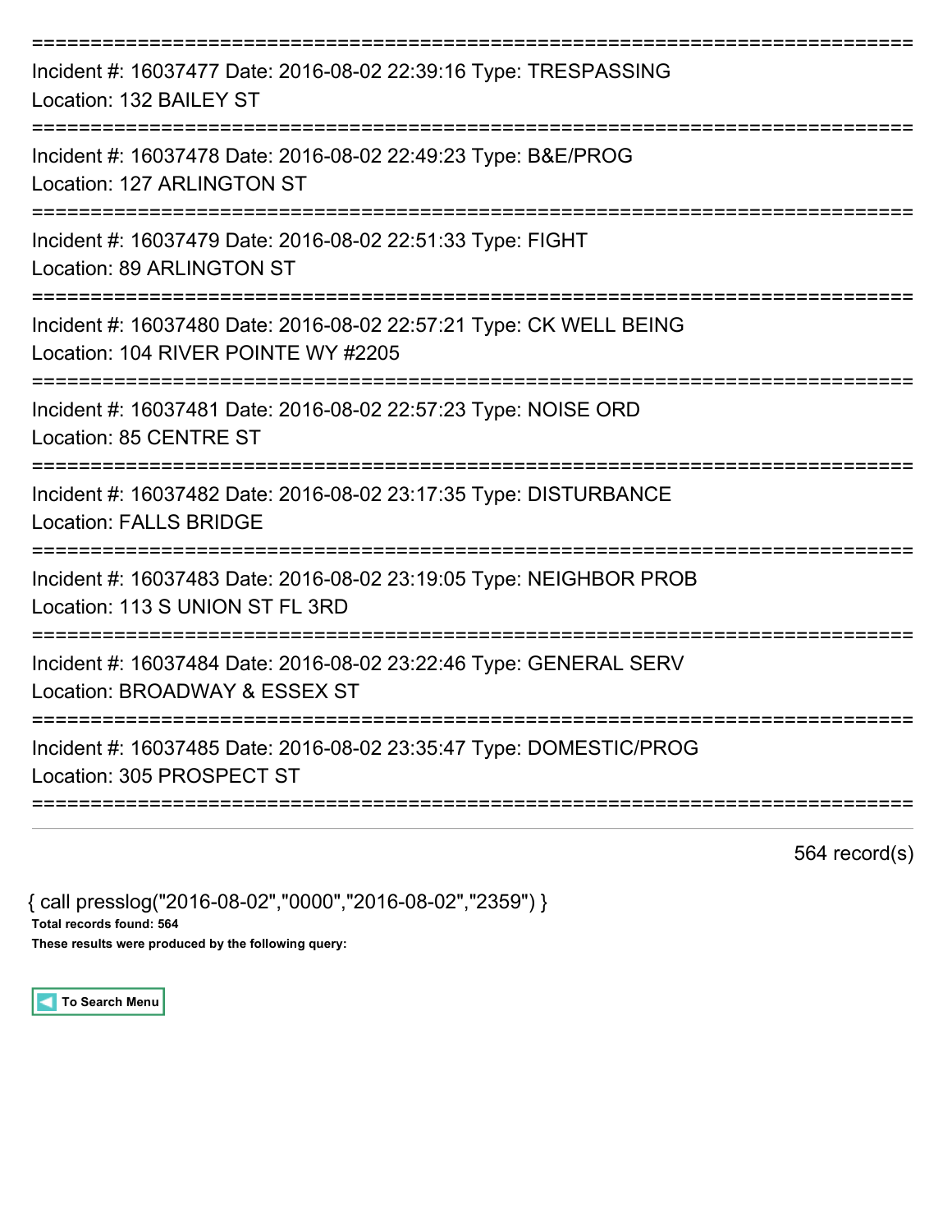===========================================================================

Incident #: 16037477 Date: 2016-08-02 22:39:16 Type: TRESPASSING
Location: 132 BAILEY ST

===========================================================================

Incident #: 16037478 Date: 2016-08-02 22:49:23 Type: B&E/PROG
Location: 127 ARLINGTON ST

===========================================================================

Incident #: 16037479 Date: 2016-08-02 22:51:33 Type: FIGHT
Location: 89 ARLINGTON ST

===========================================================================

Incident #: 16037480 Date: 2016-08-02 22:57:21 Type: CK WELL BEING
Location: 104 RIVER POINTE WY #2205

===========================================================================

Incident #: 16037481 Date: 2016-08-02 22:57:23 Type: NOISE ORD
Location: 85 CENTRE ST

===========================================================================

Incident #: 16037482 Date: 2016-08-02 23:17:35 Type: DISTURBANCE
Location: FALLS BRIDGE

===========================================================================

Incident #: 16037483 Date: 2016-08-02 23:19:05 Type: NEIGHBOR PROB
Location: 113 S UNION ST FL 3RD

===========================================================================

Incident #: 16037484 Date: 2016-08-02 23:22:46 Type: GENERAL SERV
Location: BROADWAY & ESSEX ST

===========================================================================

Incident #: 16037485 Date: 2016-08-02 23:35:47 Type: DOMESTIC/PROG
Location: 305 PROSPECT ST

===========================================================================

564 record(s)

{ call presslog("2016-08-02","0000","2016-08-02","2359") }

**Total records found: 564**

**These results were produced by the following query:**

To Search Menu